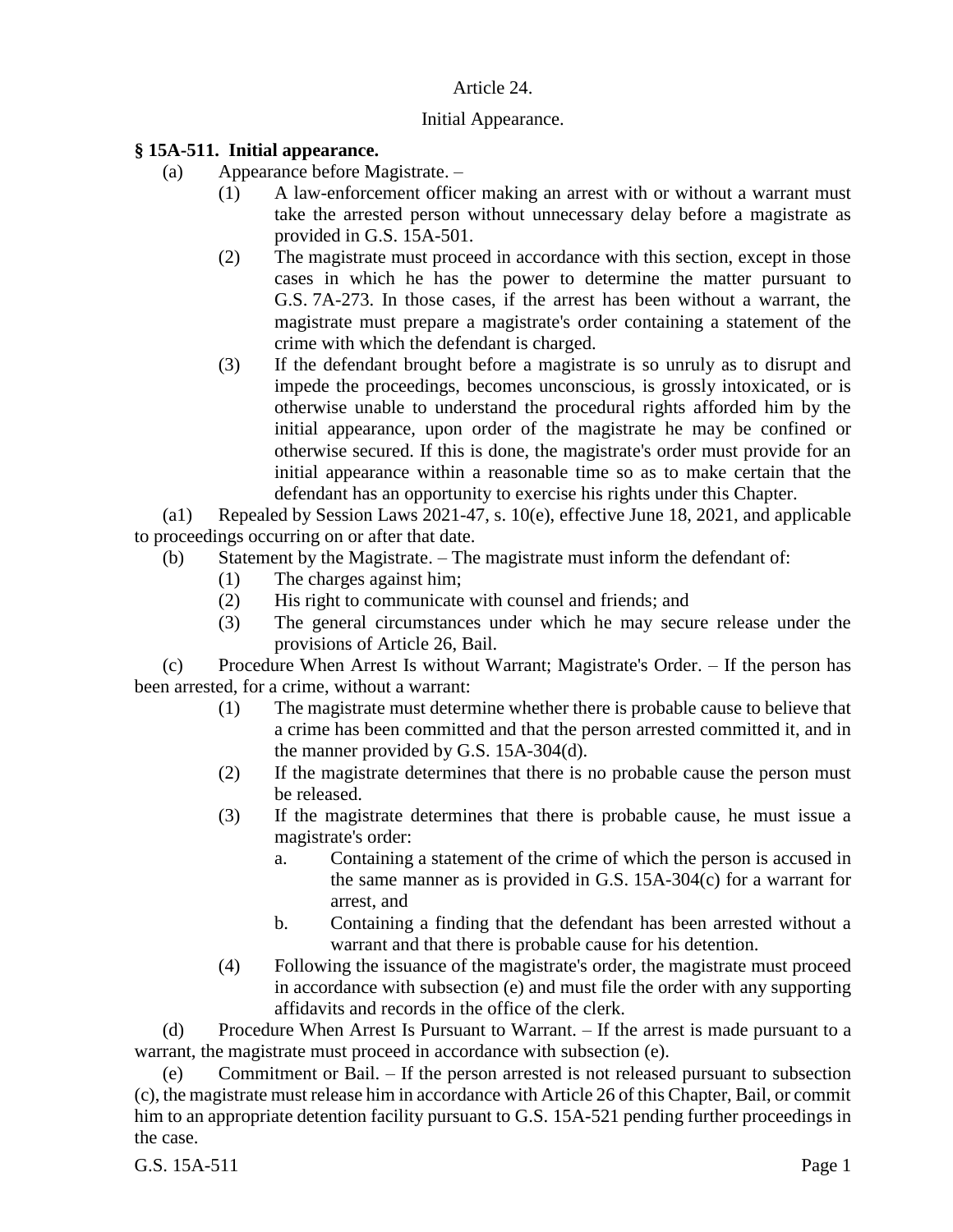Article 24.

Initial Appearance.

**§ 15A-511. Initial appearance.**

(a) Appearance before Magistrate. –

(1) A law-enforcement officer making an arrest with or without a warrant must take the arrested person without unnecessary delay before a magistrate as provided in G.S. 15A-501.

(2) The magistrate must proceed in accordance with this section, except in those cases in which he has the power to determine the matter pursuant to G.S. 7A-273. In those cases, if the arrest has been without a warrant, the magistrate must prepare a magistrate's order containing a statement of the crime with which the defendant is charged.

(3) If the defendant brought before a magistrate is so unruly as to disrupt and impede the proceedings, becomes unconscious, is grossly intoxicated, or is otherwise unable to understand the procedural rights afforded him by the initial appearance, upon order of the magistrate he may be confined or otherwise secured. If this is done, the magistrate's order must provide for an initial appearance within a reasonable time so as to make certain that the defendant has an opportunity to exercise his rights under this Chapter.

(a1) Repealed by Session Laws 2021-47, s. 10(e), effective June 18, 2021, and applicable to proceedings occurring on or after that date.

(b) Statement by the Magistrate. – The magistrate must inform the defendant of:

(1) The charges against him;

(2) His right to communicate with counsel and friends; and

(3) The general circumstances under which he may secure release under the provisions of Article 26, Bail.

(c) Procedure When Arrest Is without Warrant; Magistrate's Order. – If the person has been arrested, for a crime, without a warrant:

(1) The magistrate must determine whether there is probable cause to believe that a crime has been committed and that the person arrested committed it, and in the manner provided by G.S. 15A-304(d).

(2) If the magistrate determines that there is no probable cause the person must be released.

(3) If the magistrate determines that there is probable cause, he must issue a magistrate's order:

a. Containing a statement of the crime of which the person is accused in the same manner as is provided in G.S. 15A-304(c) for a warrant for arrest, and

b. Containing a finding that the defendant has been arrested without a warrant and that there is probable cause for his detention.

(4) Following the issuance of the magistrate's order, the magistrate must proceed in accordance with subsection (e) and must file the order with any supporting affidavits and records in the office of the clerk.

(d) Procedure When Arrest Is Pursuant to Warrant. – If the arrest is made pursuant to a warrant, the magistrate must proceed in accordance with subsection (e).

(e) Commitment or Bail. – If the person arrested is not released pursuant to subsection (c), the magistrate must release him in accordance with Article 26 of this Chapter, Bail, or commit him to an appropriate detention facility pursuant to G.S. 15A-521 pending further proceedings in the case.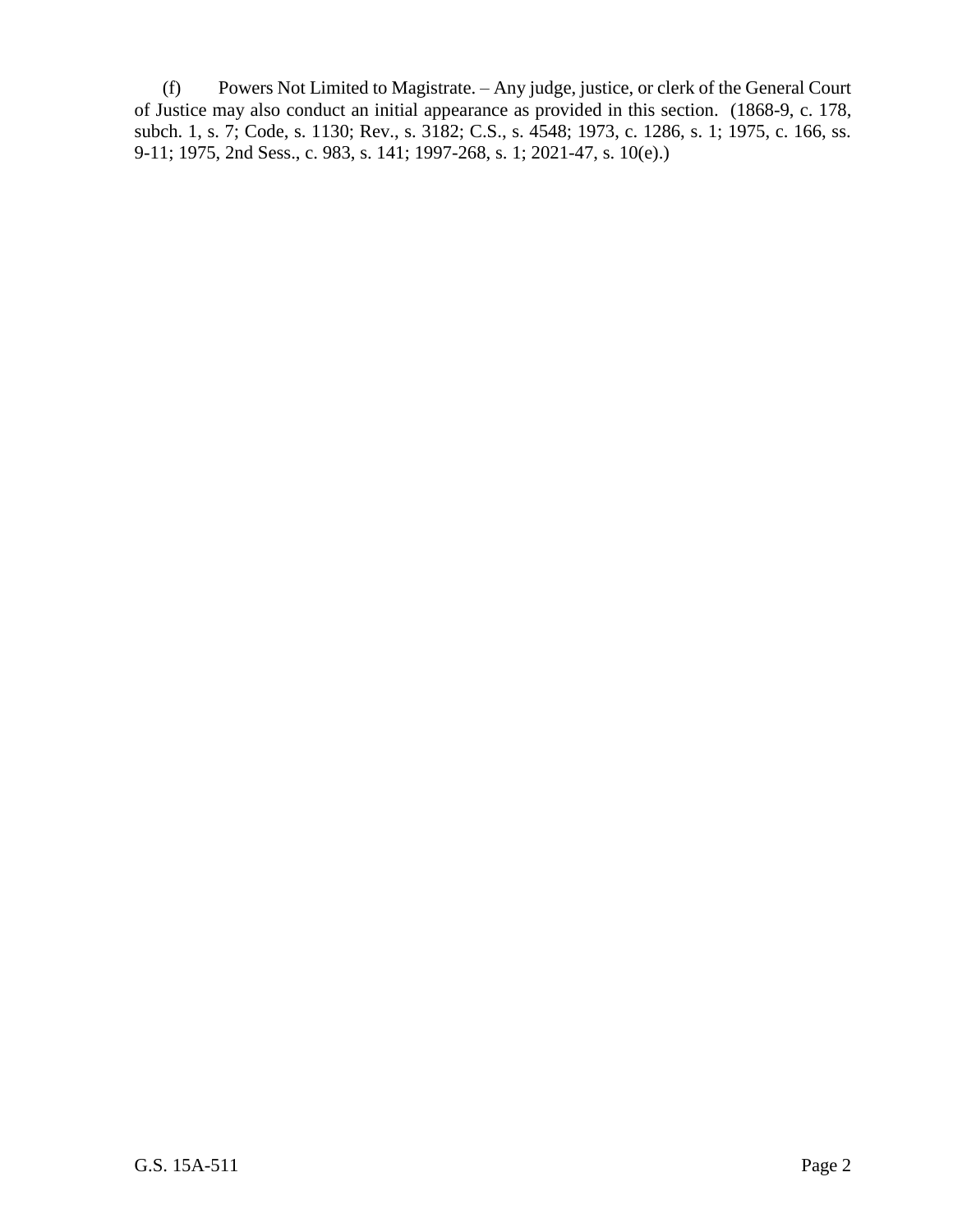(f) Powers Not Limited to Magistrate. – Any judge, justice, or clerk of the General Court of Justice may also conduct an initial appearance as provided in this section. (1868-9, c. 178, subch. 1, s. 7; Code, s. 1130; Rev., s. 3182; C.S., s. 4548; 1973, c. 1286, s. 1; 1975, c. 166, ss. 9-11; 1975, 2nd Sess., c. 983, s. 141; 1997-268, s. 1; 2021-47, s. 10(e).)